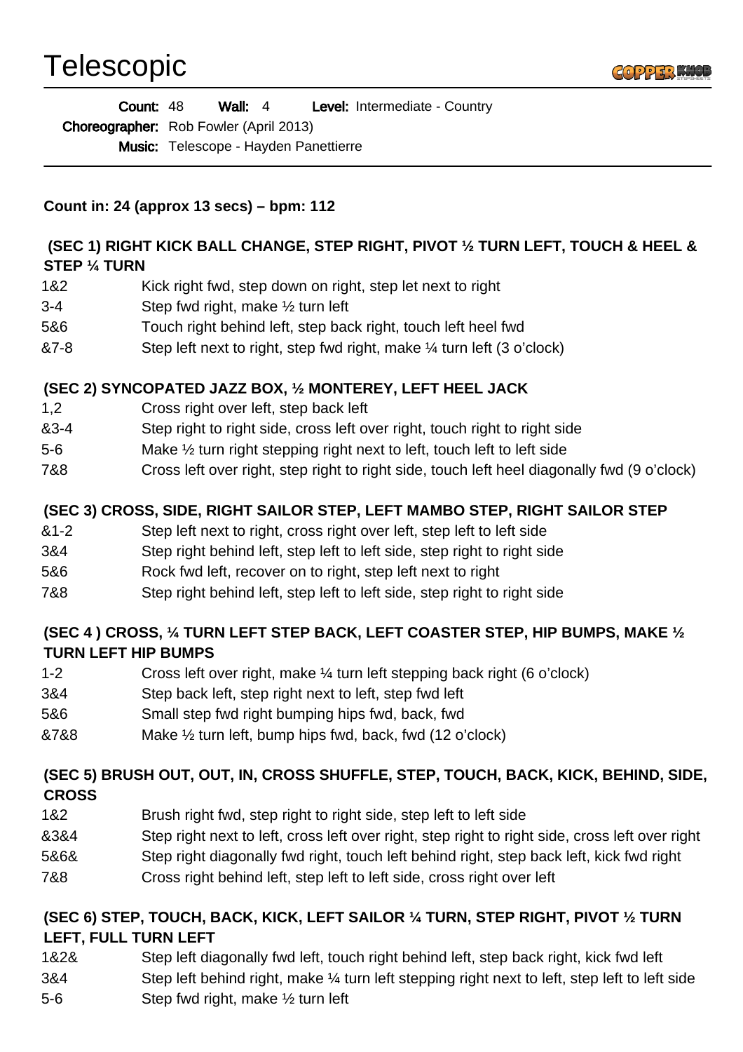# Telescopic

**Count:** 48 **Wall:** 4 **Level:** Intermediate - Country

**Choreographer:** Rob Fowler (April 2013)

**Music:** Telescope - Hayden Panettierre

---

**Count in: 24 (approx 13 secs) – bpm: 112**

**(SEC 1) RIGHT KICK BALL CHANGE, STEP RIGHT, PIVOT ½ TURN LEFT, TOUCH & HEEL & STEP ¼ TURN**

| | |
|---|---|
| 1&2 | Kick right fwd, step down on right, step let next to right |
| 3-4 | Step fwd right, make ½ turn left |
| 5&6 | Touch right behind left, step back right, touch left heel fwd |
| &7-8 | Step left next to right, step fwd right, make ¼ turn left (3 o'clock) |

**(SEC 2) SYNCOPATED JAZZ BOX, ½ MONTEREY, LEFT HEEL JACK**

| | |
|---|---|
| 1,2 | Cross right over left, step back left |
| &3-4 | Step right to right side, cross left over right, touch right to right side |
| 5-6 | Make ½ turn right stepping right next to left, touch left to left side |
| 7&8 | Cross left over right, step right to right side, touch left heel diagonally fwd (9 o'clock) |

**(SEC 3) CROSS, SIDE, RIGHT SAILOR STEP, LEFT MAMBO STEP, RIGHT SAILOR STEP**

| | |
|---|---|
| &1-2 | Step left next to right, cross right over left, step left to left side |
| 3&4 | Step right behind left, step left to left side, step right to right side |
| 5&6 | Rock fwd left, recover on to right, step left next to right |
| 7&8 | Step right behind left, step left to left side, step right to right side |

**(SEC 4 ) CROSS, ¼ TURN LEFT STEP BACK, LEFT COASTER STEP, HIP BUMPS, MAKE ½ TURN LEFT HIP BUMPS**

| | |
|---|---|
| 1-2 | Cross left over right, make ¼ turn left stepping back right (6 o'clock) |
| 3&4 | Step back left, step right next to left, step fwd left |
| 5&6 | Small step fwd right bumping hips fwd, back, fwd |
| &7&8 | Make ½ turn left, bump hips fwd, back, fwd (12 o'clock) |

**(SEC 5) BRUSH OUT, OUT, IN, CROSS SHUFFLE, STEP, TOUCH, BACK, KICK, BEHIND, SIDE, CROSS**

| | |
|---|---|
| 1&2 | Brush right fwd, step right to right side, step left to left side |
| &3&4 | Step right next to left, cross left over right, step right to right side, cross left over right |
| 5&6& | Step right diagonally fwd right, touch left behind right, step back left, kick fwd right |
| 7&8 | Cross right behind left, step left to left side, cross right over left |

**(SEC 6) STEP, TOUCH, BACK, KICK, LEFT SAILOR ¼ TURN, STEP RIGHT, PIVOT ½ TURN LEFT, FULL TURN LEFT**

| | |
|---|---|
| 1&2& | Step left diagonally fwd left, touch right behind left, step back right, kick fwd left |
| 3&4 | Step left behind right, make ¼ turn left stepping right next to left, step left to left side |
| 5-6 | Step fwd right, make ½ turn left |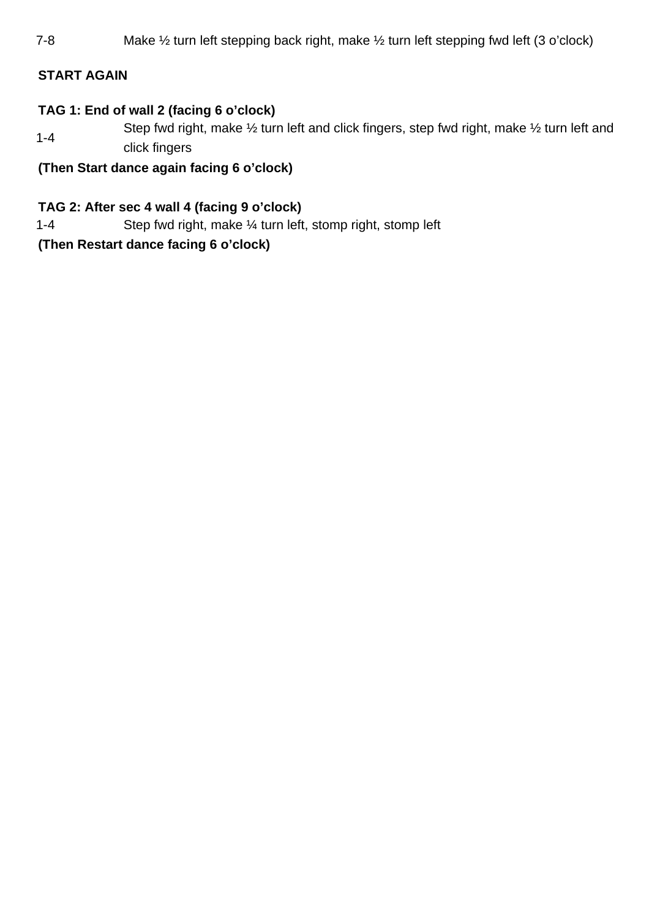| | |
|---|---|
| 7-8 | Make ½ turn left stepping back right, make ½ turn left stepping fwd left (3 o'clock) |

**START AGAIN**

**TAG 1: End of wall 2 (facing 6 o'clock)**

| | |
|---|---|
| 1-4 | Step fwd right, make ½ turn left and click fingers, step fwd right, make ½ turn left and click fingers |

**(Then Start dance again facing 6 o'clock)**

**TAG 2: After sec 4 wall 4 (facing 9 o'clock)**

| | |
|---|---|
| 1-4 | Step fwd right, make ¼ turn left, stomp right, stomp left |

**(Then Restart dance facing 6 o'clock)**